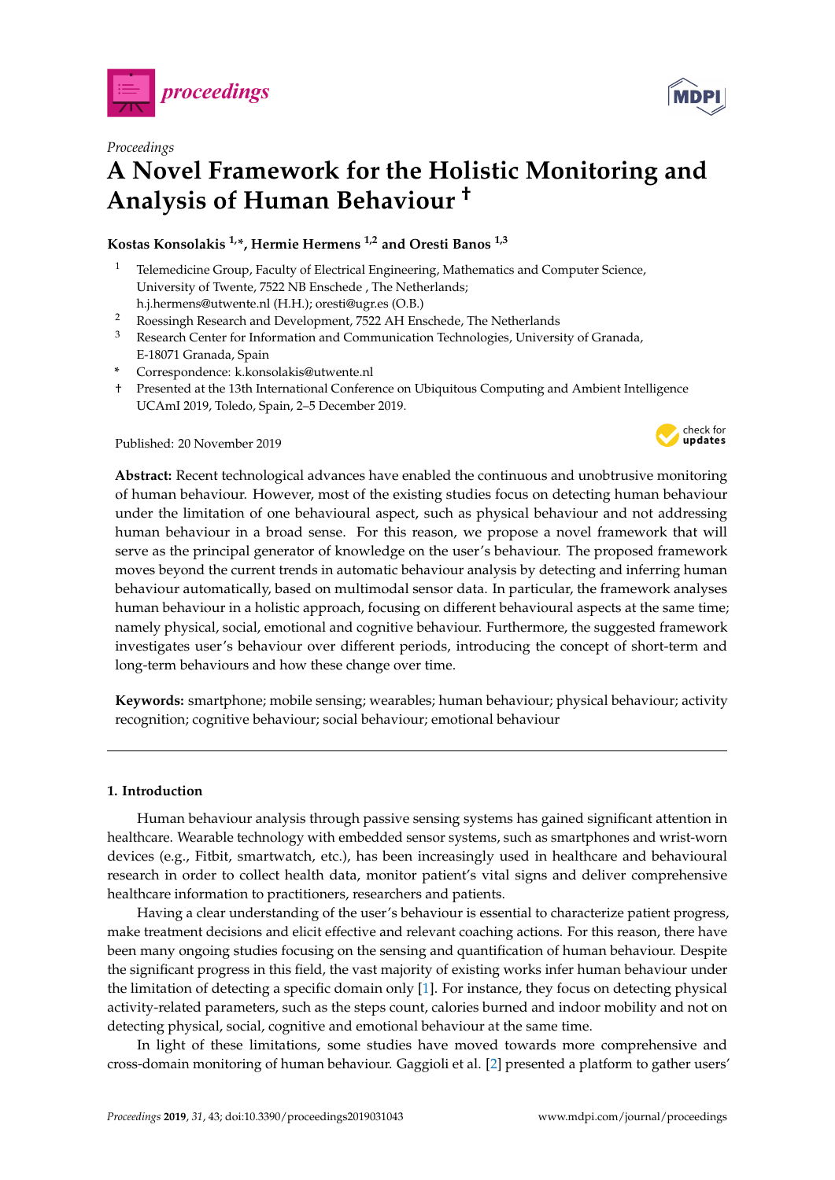*Proceedings*

# A Novel Framework for the Holistic Monitoring and Analysis of Human Behaviour †

**Kostas Konsolakis [1,*], Hermie Hermens [1,2] and Oresti Banos [1,3]**

[1] Telemedicine Group, Faculty of Electrical Engineering, Mathematics and Computer Science, University of Twente, 7522 NB Enschede , The Netherlands; h.j.hermens@utwente.nl (H.H.); oresti@ugr.es (O.B.)

[2] Roessingh Research and Development, 7522 AH Enschede, The Netherlands

[3] Research Center for Information and Communication Technologies, University of Granada, E-18071 Granada, Spain

\* Correspondence: k.konsolakis@utwente.nl

† Presented at the 13th International Conference on Ubiquitous Computing and Ambient Intelligence UCAmI 2019, Toledo, Spain, 2–5 December 2019.

Published: 20 November 2019

**Abstract:** Recent technological advances have enabled the continuous and unobtrusive monitoring of human behaviour. However, most of the existing studies focus on detecting human behaviour under the limitation of one behavioural aspect, such as physical behaviour and not addressing human behaviour in a broad sense. For this reason, we propose a novel framework that will serve as the principal generator of knowledge on the user's behaviour. The proposed framework moves beyond the current trends in automatic behaviour analysis by detecting and inferring human behaviour automatically, based on multimodal sensor data. In particular, the framework analyses human behaviour in a holistic approach, focusing on different behavioural aspects at the same time; namely physical, social, emotional and cognitive behaviour. Furthermore, the suggested framework investigates user's behaviour over different periods, introducing the concept of short-term and long-term behaviours and how these change over time.

**Keywords:** smartphone; mobile sensing; wearables; human behaviour; physical behaviour; activity recognition; cognitive behaviour; social behaviour; emotional behaviour

## 1. Introduction

Human behaviour analysis through passive sensing systems has gained significant attention in healthcare. Wearable technology with embedded sensor systems, such as smartphones and wrist-worn devices (e.g., Fitbit, smartwatch, etc.), has been increasingly used in healthcare and behavioural research in order to collect health data, monitor patient's vital signs and deliver comprehensive healthcare information to practitioners, researchers and patients.

Having a clear understanding of the user's behaviour is essential to characterize patient progress, make treatment decisions and elicit effective and relevant coaching actions. For this reason, there have been many ongoing studies focusing on the sensing and quantification of human behaviour. Despite the significant progress in this field, the vast majority of existing works infer human behaviour under the limitation of detecting a specific domain only [1]. For instance, they focus on detecting physical activity-related parameters, such as the steps count, calories burned and indoor mobility and not on detecting physical, social, cognitive and emotional behaviour at the same time.

In light of these limitations, some studies have moved towards more comprehensive and cross-domain monitoring of human behaviour. Gaggioli et al. [2] presented a platform to gather users'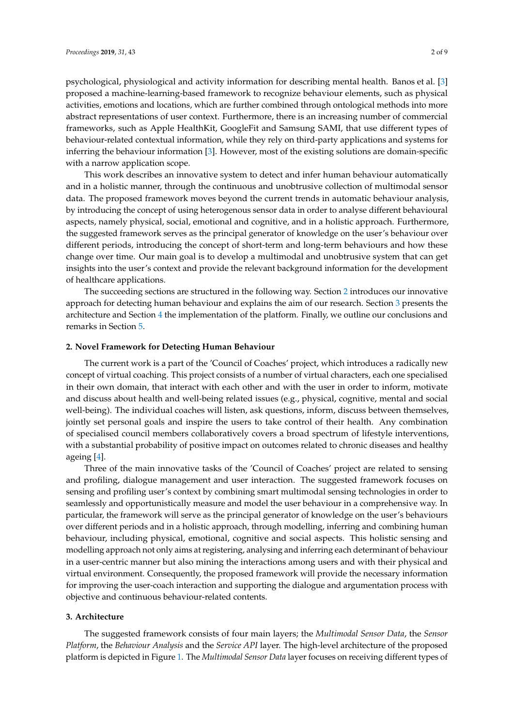psychological, physiological and activity information for describing mental health. Banos et al. [3] proposed a machine-learning-based framework to recognize behaviour elements, such as physical activities, emotions and locations, which are further combined through ontological methods into more abstract representations of user context. Furthermore, there is an increasing number of commercial frameworks, such as Apple HealthKit, GoogleFit and Samsung SAMI, that use different types of behaviour-related contextual information, while they rely on third-party applications and systems for inferring the behaviour information [3]. However, most of the existing solutions are domain-specific with a narrow application scope.

This work describes an innovative system to detect and infer human behaviour automatically and in a holistic manner, through the continuous and unobtrusive collection of multimodal sensor data. The proposed framework moves beyond the current trends in automatic behaviour analysis, by introducing the concept of using heterogenous sensor data in order to analyse different behavioural aspects, namely physical, social, emotional and cognitive, and in a holistic approach. Furthermore, the suggested framework serves as the principal generator of knowledge on the user's behaviour over different periods, introducing the concept of short-term and long-term behaviours and how these change over time. Our main goal is to develop a multimodal and unobtrusive system that can get insights into the user's context and provide the relevant background information for the development of healthcare applications.

The succeeding sections are structured in the following way. Section 2 introduces our innovative approach for detecting human behaviour and explains the aim of our research. Section 3 presents the architecture and Section 4 the implementation of the platform. Finally, we outline our conclusions and remarks in Section 5.

## 2. Novel Framework for Detecting Human Behaviour

The current work is a part of the 'Council of Coaches' project, which introduces a radically new concept of virtual coaching. This project consists of a number of virtual characters, each one specialised in their own domain, that interact with each other and with the user in order to inform, motivate and discuss about health and well-being related issues (e.g., physical, cognitive, mental and social well-being). The individual coaches will listen, ask questions, inform, discuss between themselves, jointly set personal goals and inspire the users to take control of their health. Any combination of specialised council members collaboratively covers a broad spectrum of lifestyle interventions, with a substantial probability of positive impact on outcomes related to chronic diseases and healthy ageing [4].

Three of the main innovative tasks of the 'Council of Coaches' project are related to sensing and profiling, dialogue management and user interaction. The suggested framework focuses on sensing and profiling user's context by combining smart multimodal sensing technologies in order to seamlessly and opportunistically measure and model the user behaviour in a comprehensive way. In particular, the framework will serve as the principal generator of knowledge on the user's behaviours over different periods and in a holistic approach, through modelling, inferring and combining human behaviour, including physical, emotional, cognitive and social aspects. This holistic sensing and modelling approach not only aims at registering, analysing and inferring each determinant of behaviour in a user-centric manner but also mining the interactions among users and with their physical and virtual environment. Consequently, the proposed framework will provide the necessary information for improving the user-coach interaction and supporting the dialogue and argumentation process with objective and continuous behaviour-related contents.

## 3. Architecture

The suggested framework consists of four main layers; the *Multimodal Sensor Data*, the *Sensor Platform*, the *Behaviour Analysis* and the *Service API* layer. The high-level architecture of the proposed platform is depicted in Figure 1. The *Multimodal Sensor Data* layer focuses on receiving different types of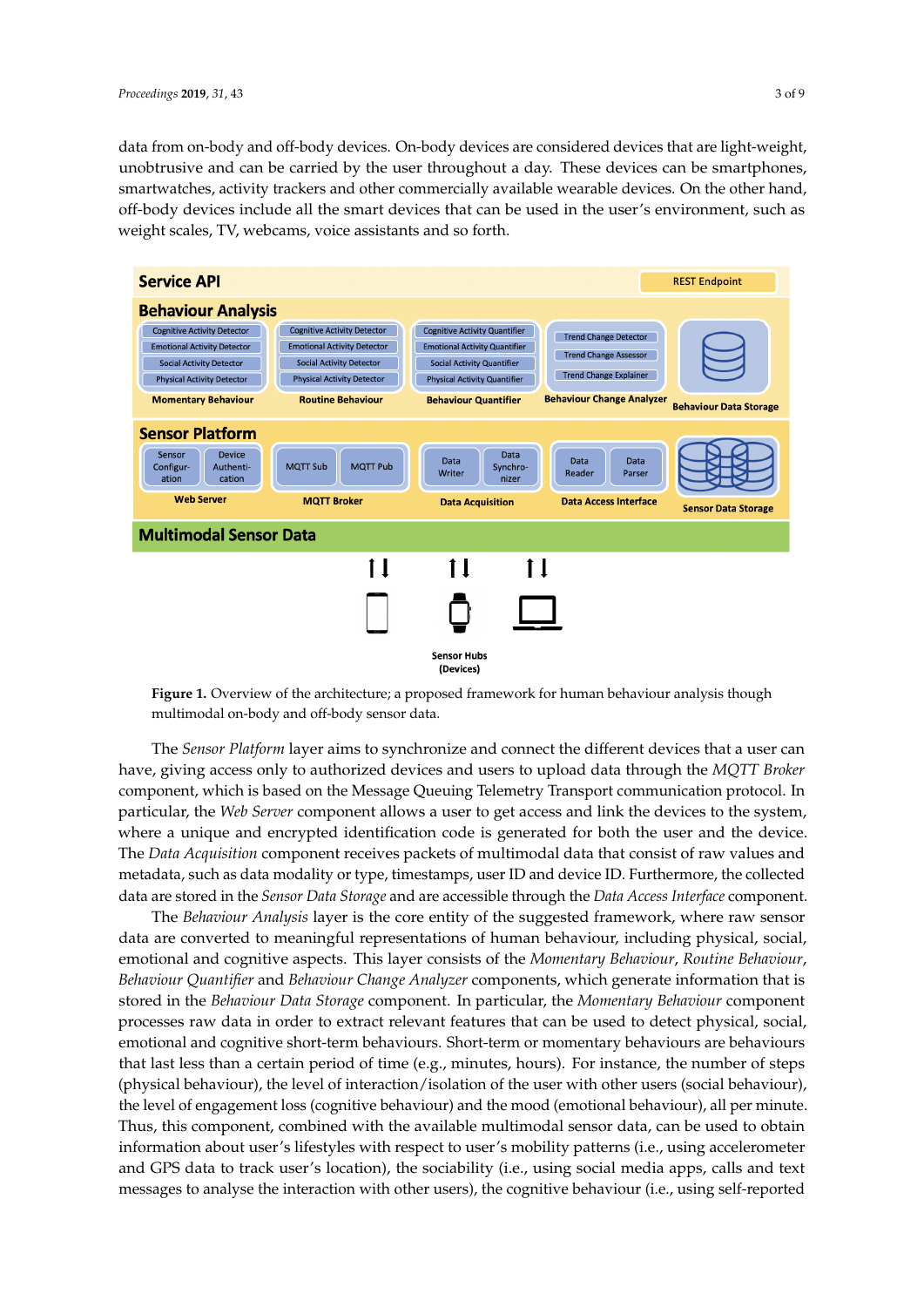data from on-body and off-body devices. On-body devices are considered devices that are light-weight, unobtrusive and can be carried by the user throughout a day. These devices can be smartphones, smartwatches, activity trackers and other commercially available wearable devices. On the other hand, off-body devices include all the smart devices that can be used in the user's environment, such as weight scales, TV, webcams, voice assistants and so forth.

**Figure 1.** Overview of the architecture; a proposed framework for human behaviour analysis though multimodal on-body and off-body sensor data.

The *Sensor Platform* layer aims to synchronize and connect the different devices that a user can have, giving access only to authorized devices and users to upload data through the *MQTT Broker* component, which is based on the Message Queuing Telemetry Transport communication protocol. In particular, the *Web Server* component allows a user to get access and link the devices to the system, where a unique and encrypted identification code is generated for both the user and the device. The *Data Acquisition* component receives packets of multimodal data that consist of raw values and metadata, such as data modality or type, timestamps, user ID and device ID. Furthermore, the collected data are stored in the *Sensor Data Storage* and are accessible through the *Data Access Interface* component.

The *Behaviour Analysis* layer is the core entity of the suggested framework, where raw sensor data are converted to meaningful representations of human behaviour, including physical, social, emotional and cognitive aspects. This layer consists of the *Momentary Behaviour*, *Routine Behaviour*, *Behaviour Quantifier* and *Behaviour Change Analyzer* components, which generate information that is stored in the *Behaviour Data Storage* component. In particular, the *Momentary Behaviour* component processes raw data in order to extract relevant features that can be used to detect physical, social, emotional and cognitive short-term behaviours. Short-term or momentary behaviours are behaviours that last less than a certain period of time (e.g., minutes, hours). For instance, the number of steps (physical behaviour), the level of interaction/isolation of the user with other users (social behaviour), the level of engagement loss (cognitive behaviour) and the mood (emotional behaviour), all per minute. Thus, this component, combined with the available multimodal sensor data, can be used to obtain information about user's lifestyles with respect to user's mobility patterns (i.e., using accelerometer and GPS data to track user's location), the sociability (i.e., using social media apps, calls and text messages to analyse the interaction with other users), the cognitive behaviour (i.e., using self-reported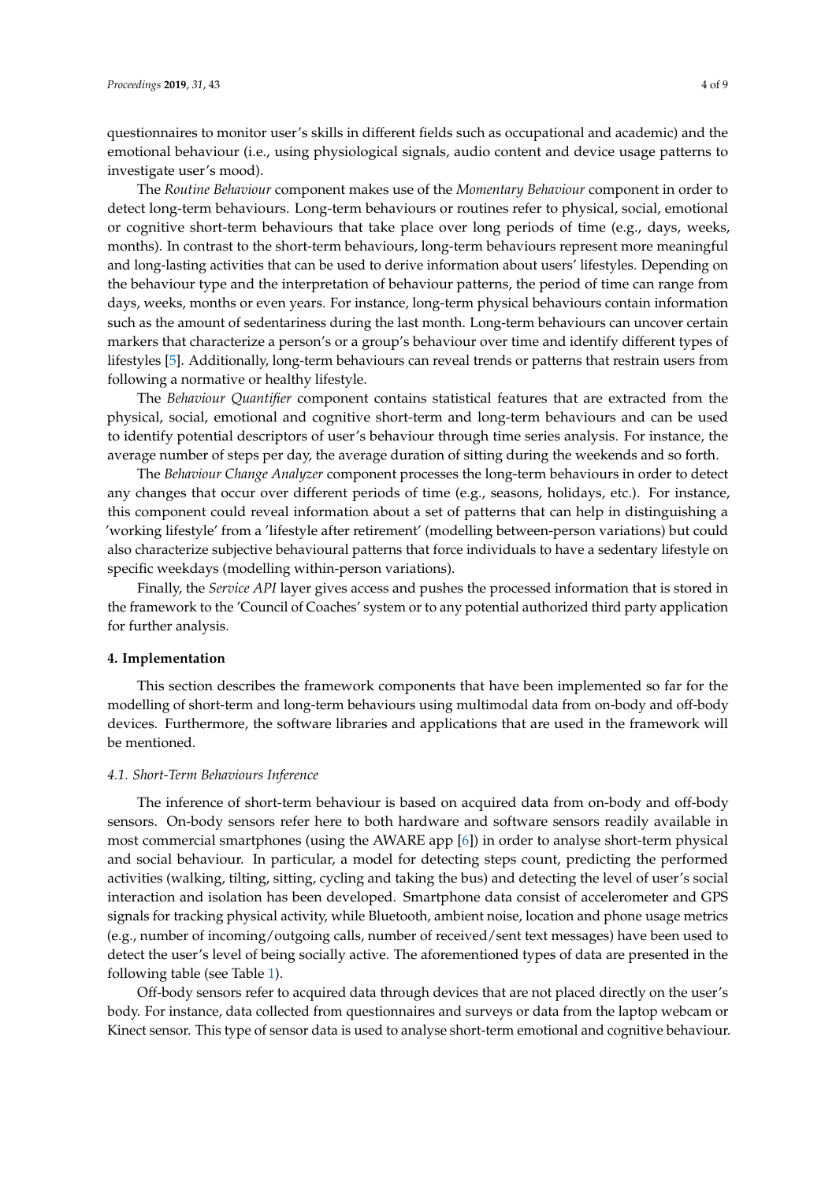questionnaires to monitor user's skills in different fields such as occupational and academic) and the emotional behaviour (i.e., using physiological signals, audio content and device usage patterns to investigate user's mood).

The *Routine Behaviour* component makes use of the *Momentary Behaviour* component in order to detect long-term behaviours. Long-term behaviours or routines refer to physical, social, emotional or cognitive short-term behaviours that take place over long periods of time (e.g., days, weeks, months). In contrast to the short-term behaviours, long-term behaviours represent more meaningful and long-lasting activities that can be used to derive information about users' lifestyles. Depending on the behaviour type and the interpretation of behaviour patterns, the period of time can range from days, weeks, months or even years. For instance, long-term physical behaviours contain information such as the amount of sedentariness during the last month. Long-term behaviours can uncover certain markers that characterize a person's or a group's behaviour over time and identify different types of lifestyles [5]. Additionally, long-term behaviours can reveal trends or patterns that restrain users from following a normative or healthy lifestyle.

The *Behaviour Quantifier* component contains statistical features that are extracted from the physical, social, emotional and cognitive short-term and long-term behaviours and can be used to identify potential descriptors of user's behaviour through time series analysis. For instance, the average number of steps per day, the average duration of sitting during the weekends and so forth.

The *Behaviour Change Analyzer* component processes the long-term behaviours in order to detect any changes that occur over different periods of time (e.g., seasons, holidays, etc.). For instance, this component could reveal information about a set of patterns that can help in distinguishing a 'working lifestyle' from a 'lifestyle after retirement' (modelling between-person variations) but could also characterize subjective behavioural patterns that force individuals to have a sedentary lifestyle on specific weekdays (modelling within-person variations).

Finally, the *Service API* layer gives access and pushes the processed information that is stored in the framework to the 'Council of Coaches' system or to any potential authorized third party application for further analysis.

## 4. Implementation

This section describes the framework components that have been implemented so far for the modelling of short-term and long-term behaviours using multimodal data from on-body and off-body devices. Furthermore, the software libraries and applications that are used in the framework will be mentioned.

### *4.1. Short-Term Behaviours Inference*

The inference of short-term behaviour is based on acquired data from on-body and off-body sensors. On-body sensors refer here to both hardware and software sensors readily available in most commercial smartphones (using the AWARE app [6]) in order to analyse short-term physical and social behaviour. In particular, a model for detecting steps count, predicting the performed activities (walking, tilting, sitting, cycling and taking the bus) and detecting the level of user's social interaction and isolation has been developed. Smartphone data consist of accelerometer and GPS signals for tracking physical activity, while Bluetooth, ambient noise, location and phone usage metrics (e.g., number of incoming/outgoing calls, number of received/sent text messages) have been used to detect the user's level of being socially active. The aforementioned types of data are presented in the following table (see Table 1).

Off-body sensors refer to acquired data through devices that are not placed directly on the user's body. For instance, data collected from questionnaires and surveys or data from the laptop webcam or Kinect sensor. This type of sensor data is used to analyse short-term emotional and cognitive behaviour.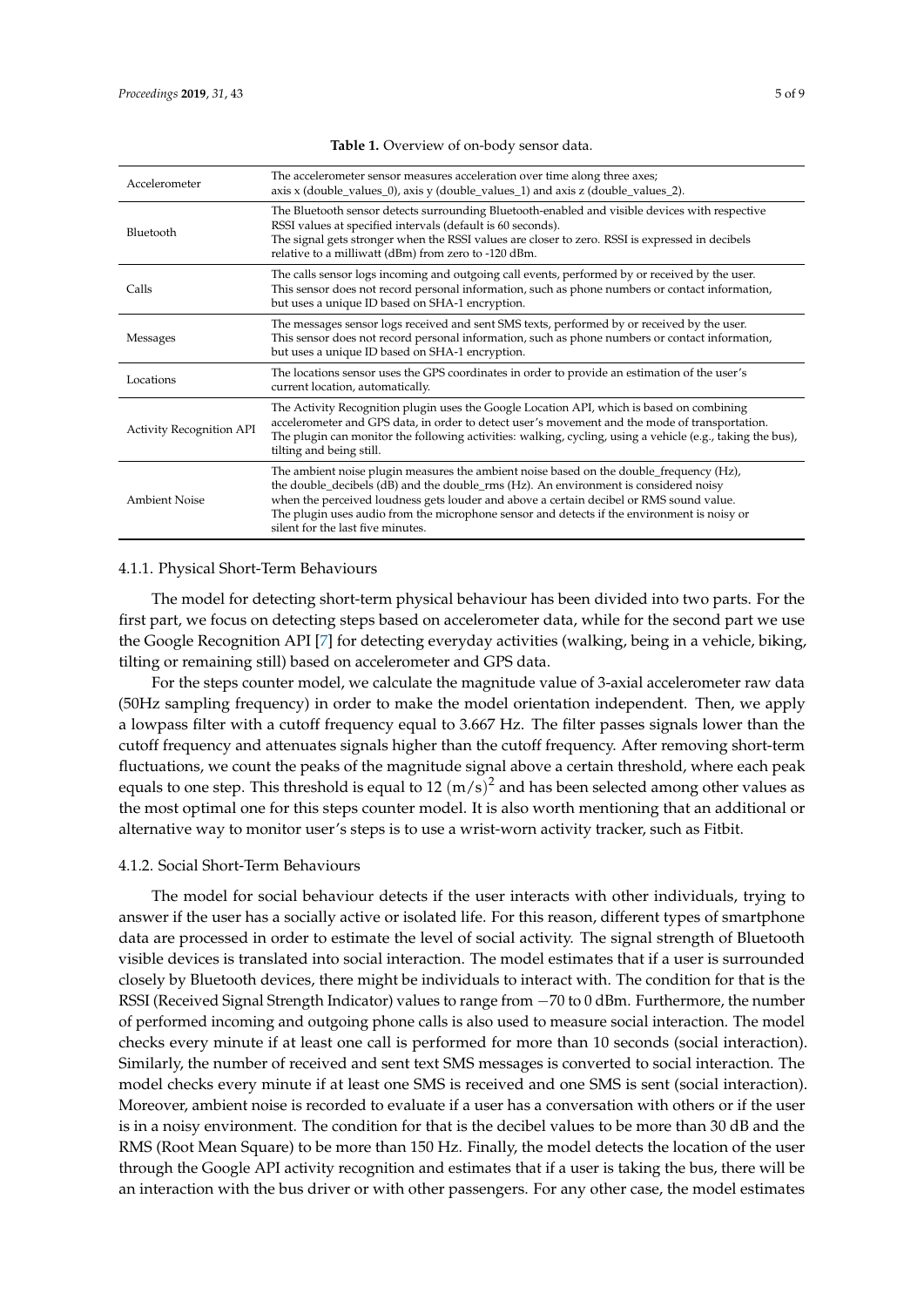**Table 1.** Overview of on-body sensor data.

| | |
|---|---|
| Accelerometer | The accelerometer sensor measures acceleration over time along three axes; axis x (double_values_0), axis y (double_values_1) and axis z (double_values_2). |
| Bluetooth | The Bluetooth sensor detects surrounding Bluetooth-enabled and visible devices with respective RSSI values at specified intervals (default is 60 seconds). The signal gets stronger when the RSSI values are closer to zero. RSSI is expressed in decibels relative to a milliwatt (dBm) from zero to -120 dBm. |
| Calls | The calls sensor logs incoming and outgoing call events, performed by or received by the user. This sensor does not record personal information, such as phone numbers or contact information, but uses a unique ID based on SHA-1 encryption. |
| Messages | The messages sensor logs received and sent SMS texts, performed by or received by the user. This sensor does not record personal information, such as phone numbers or contact information, but uses a unique ID based on SHA-1 encryption. |
| Locations | The locations sensor uses the GPS coordinates in order to provide an estimation of the user's current location, automatically. |
| Activity Recognition API | The Activity Recognition plugin uses the Google Location API, which is based on combining accelerometer and GPS data, in order to detect user's movement and the mode of transportation. The plugin can monitor the following activities: walking, cycling, using a vehicle (e.g., taking the bus), tilting and being still. |
| Ambient Noise | The ambient noise plugin measures the ambient noise based on the double_frequency (Hz), the double_decibels (dB) and the double_rms (Hz). An environment is considered noisy when the perceived loudness gets louder and above a certain decibel or RMS sound value. The plugin uses audio from the microphone sensor and detects if the environment is noisy or silent for the last five minutes. |

#### 4.1.1. Physical Short-Term Behaviours

The model for detecting short-term physical behaviour has been divided into two parts. For the first part, we focus on detecting steps based on accelerometer data, while for the second part we use the Google Recognition API [7] for detecting everyday activities (walking, being in a vehicle, biking, tilting or remaining still) based on accelerometer and GPS data.

For the steps counter model, we calculate the magnitude value of 3-axial accelerometer raw data (50Hz sampling frequency) in order to make the model orientation independent. Then, we apply a lowpass filter with a cutoff frequency equal to 3.667 Hz. The filter passes signals lower than the cutoff frequency and attenuates signals higher than the cutoff frequency. After removing short-term fluctuations, we count the peaks of the magnitude signal above a certain threshold, where each peak equals to one step. This threshold is equal to 12 $(\mathrm{m/s})^2$ and has been selected among other values as the most optimal one for this steps counter model. It is also worth mentioning that an additional or alternative way to monitor user's steps is to use a wrist-worn activity tracker, such as Fitbit.

#### 4.1.2. Social Short-Term Behaviours

The model for social behaviour detects if the user interacts with other individuals, trying to answer if the user has a socially active or isolated life. For this reason, different types of smartphone data are processed in order to estimate the level of social activity. The signal strength of Bluetooth visible devices is translated into social interaction. The model estimates that if a user is surrounded closely by Bluetooth devices, there might be individuals to interact with. The condition for that is the RSSI (Received Signal Strength Indicator) values to range from −70 to 0 dBm. Furthermore, the number of performed incoming and outgoing phone calls is also used to measure social interaction. The model checks every minute if at least one call is performed for more than 10 seconds (social interaction). Similarly, the number of received and sent text SMS messages is converted to social interaction. The model checks every minute if at least one SMS is received and one SMS is sent (social interaction). Moreover, ambient noise is recorded to evaluate if a user has a conversation with others or if the user is in a noisy environment. The condition for that is the decibel values to be more than 30 dB and the RMS (Root Mean Square) to be more than 150 Hz. Finally, the model detects the location of the user through the Google API activity recognition and estimates that if a user is taking the bus, there will be an interaction with the bus driver or with other passengers. For any other case, the model estimates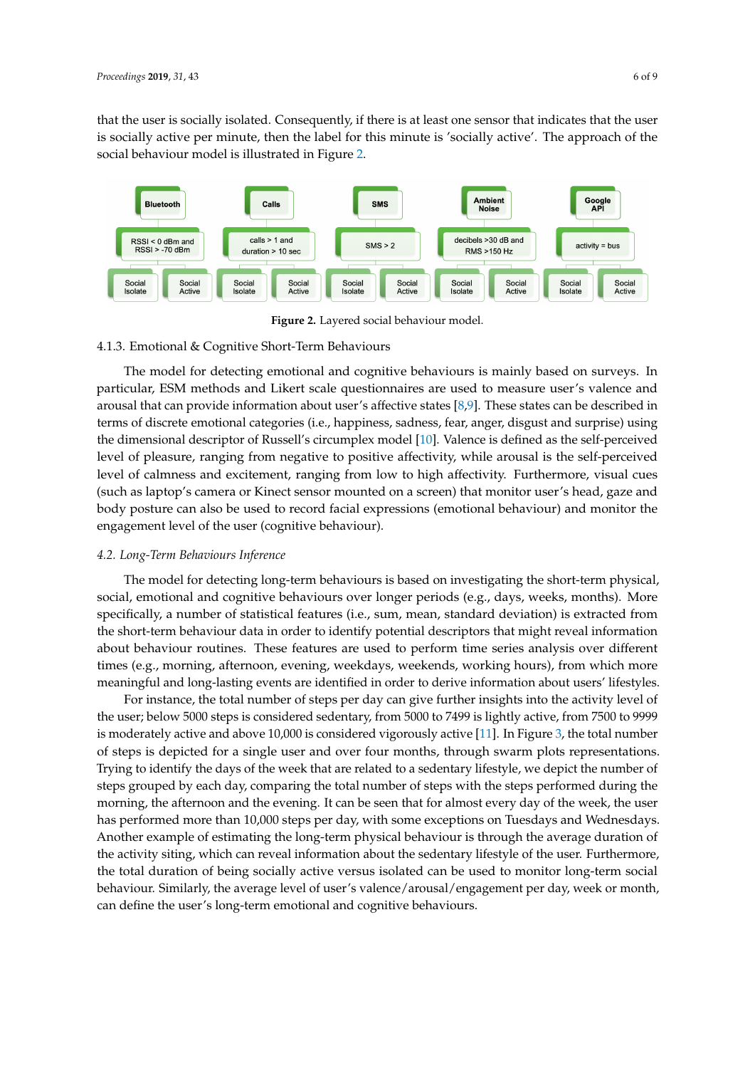that the user is socially isolated. Consequently, if there is at least one sensor that indicates that the user is socially active per minute, then the label for this minute is 'socially active'. The approach of the social behaviour model is illustrated in Figure 2.

**Figure 2.** Layered social behaviour model.

#### 4.1.3. Emotional & Cognitive Short-Term Behaviours

The model for detecting emotional and cognitive behaviours is mainly based on surveys. In particular, ESM methods and Likert scale questionnaires are used to measure user's valence and arousal that can provide information about user's affective states [8,9]. These states can be described in terms of discrete emotional categories (i.e., happiness, sadness, fear, anger, disgust and surprise) using the dimensional descriptor of Russell's circumplex model [10]. Valence is defined as the self-perceived level of pleasure, ranging from negative to positive affectivity, while arousal is the self-perceived level of calmness and excitement, ranging from low to high affectivity. Furthermore, visual cues (such as laptop's camera or Kinect sensor mounted on a screen) that monitor user's head, gaze and body posture can also be used to record facial expressions (emotional behaviour) and monitor the engagement level of the user (cognitive behaviour).

### *4.2. Long-Term Behaviours Inference*

The model for detecting long-term behaviours is based on investigating the short-term physical, social, emotional and cognitive behaviours over longer periods (e.g., days, weeks, months). More specifically, a number of statistical features (i.e., sum, mean, standard deviation) is extracted from the short-term behaviour data in order to identify potential descriptors that might reveal information about behaviour routines. These features are used to perform time series analysis over different times (e.g., morning, afternoon, evening, weekdays, weekends, working hours), from which more meaningful and long-lasting events are identified in order to derive information about users' lifestyles.

For instance, the total number of steps per day can give further insights into the activity level of the user; below 5000 steps is considered sedentary, from 5000 to 7499 is lightly active, from 7500 to 9999 is moderately active and above 10,000 is considered vigorously active [11]. In Figure 3, the total number of steps is depicted for a single user and over four months, through swarm plots representations. Trying to identify the days of the week that are related to a sedentary lifestyle, we depict the number of steps grouped by each day, comparing the total number of steps with the steps performed during the morning, the afternoon and the evening. It can be seen that for almost every day of the week, the user has performed more than 10,000 steps per day, with some exceptions on Tuesdays and Wednesdays. Another example of estimating the long-term physical behaviour is through the average duration of the activity siting, which can reveal information about the sedentary lifestyle of the user. Furthermore, the total duration of being socially active versus isolated can be used to monitor long-term social behaviour. Similarly, the average level of user's valence/arousal/engagement per day, week or month, can define the user's long-term emotional and cognitive behaviours.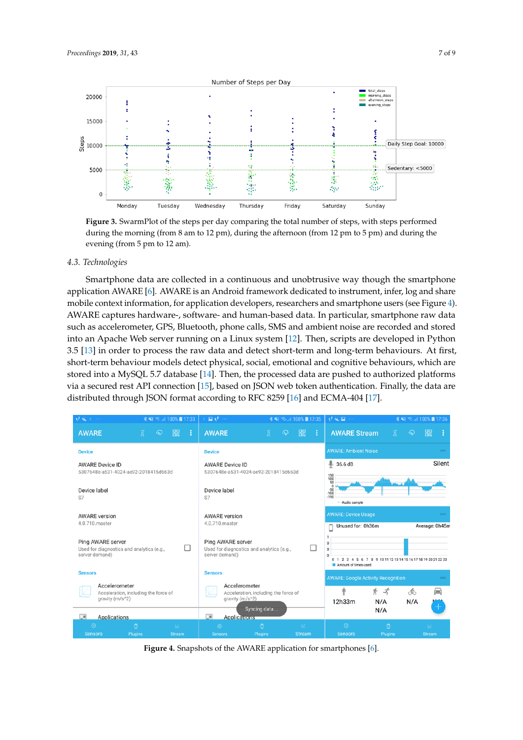**Figure 3.** SwarmPlot of the steps per day comparing the total number of steps, with steps performed during the morning (from 8 am to 12 pm), during the afternoon (from 12 pm to 5 pm) and during the evening (from 5 pm to 12 am).

### 4.3. Technologies

Smartphone data are collected in a continuous and unobtrusive way though the smartphone application AWARE [6]. AWARE is an Android framework dedicated to instrument, infer, log and share mobile context information, for application developers, researchers and smartphone users (see Figure 4). AWARE captures hardware-, software- and human-based data. In particular, smartphone raw data such as accelerometer, GPS, Bluetooth, phone calls, SMS and ambient noise are recorded and stored into an Apache Web server running on a Linux system [12]. Then, scripts are developed in Python 3.5 [13] in order to process the raw data and detect short-term and long-term behaviours. At first, short-term behaviour models detect physical, social, emotional and cognitive behaviours, which are stored into a MySQL 5.7 database [14]. Then, the processed data are pushed to authorized platforms via a secured rest API connection [15], based on JSON web token authentication. Finally, the data are distributed through JSON format according to RFC 8259 [16] and ECMA-404 [17].

**Figure 4.** Snapshots of the AWARE application for smartphones [6].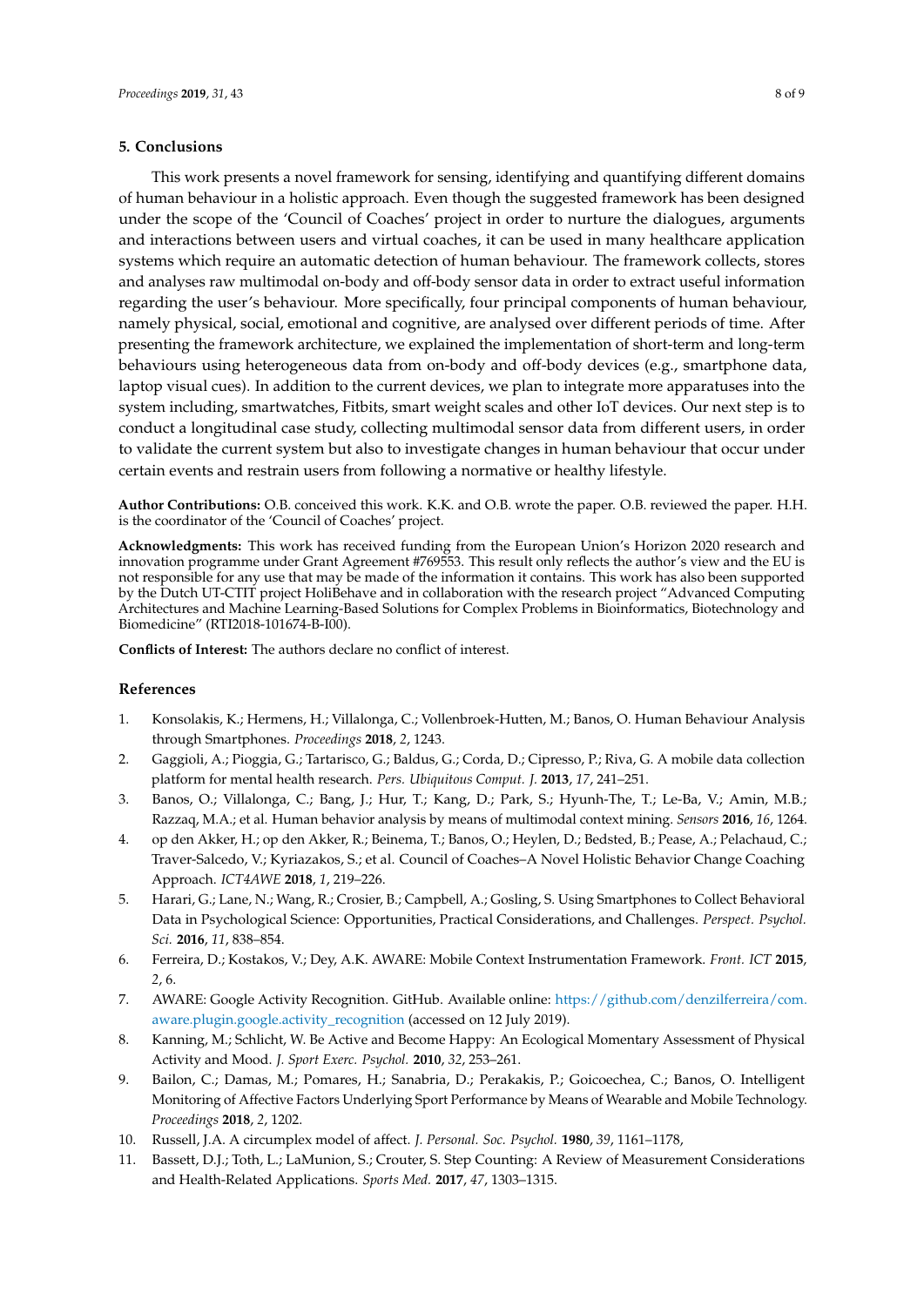## 5. Conclusions

This work presents a novel framework for sensing, identifying and quantifying different domains of human behaviour in a holistic approach. Even though the suggested framework has been designed under the scope of the 'Council of Coaches' project in order to nurture the dialogues, arguments and interactions between users and virtual coaches, it can be used in many healthcare application systems which require an automatic detection of human behaviour. The framework collects, stores and analyses raw multimodal on-body and off-body sensor data in order to extract useful information regarding the user's behaviour. More specifically, four principal components of human behaviour, namely physical, social, emotional and cognitive, are analysed over different periods of time. After presenting the framework architecture, we explained the implementation of short-term and long-term behaviours using heterogeneous data from on-body and off-body devices (e.g., smartphone data, laptop visual cues). In addition to the current devices, we plan to integrate more apparatuses into the system including, smartwatches, Fitbits, smart weight scales and other IoT devices. Our next step is to conduct a longitudinal case study, collecting multimodal sensor data from different users, in order to validate the current system but also to investigate changes in human behaviour that occur under certain events and restrain users from following a normative or healthy lifestyle.

**Author Contributions:** O.B. conceived this work. K.K. and O.B. wrote the paper. O.B. reviewed the paper. H.H. is the coordinator of the 'Council of Coaches' project.

**Acknowledgments:** This work has received funding from the European Union's Horizon 2020 research and innovation programme under Grant Agreement #769553. This result only reflects the author's view and the EU is not responsible for any use that may be made of the information it contains. This work has also been supported by the Dutch UT-CTIT project HoliBehave and in collaboration with the research project "Advanced Computing Architectures and Machine Learning-Based Solutions for Complex Problems in Bioinformatics, Biotechnology and Biomedicine" (RTI2018-101674-B-I00).

**Conflicts of Interest:** The authors declare no conflict of interest.

## References

1. Konsolakis, K.; Hermens, H.; Villalonga, C.; Vollenbroek-Hutten, M.; Banos, O. Human Behaviour Analysis through Smartphones. *Proceedings* **2018**, *2*, 1243.
2. Gaggioli, A.; Pioggia, G.; Tartarisco, G.; Baldus, G.; Corda, D.; Cipresso, P.; Riva, G. A mobile data collection platform for mental health research. *Pers. Ubiquitous Comput. J.* **2013**, *17*, 241–251.
3. Banos, O.; Villalonga, C.; Bang, J.; Hur, T.; Kang, D.; Park, S.; Hyunh-The, T.; Le-Ba, V.; Amin, M.B.; Razzaq, M.A.; et al. Human behavior analysis by means of multimodal context mining. *Sensors* **2016**, *16*, 1264.
4. op den Akker, H.; op den Akker, R.; Beinema, T.; Banos, O.; Heylen, D.; Bedsted, B.; Pease, A.; Pelachaud, C.; Traver-Salcedo, V.; Kyriazakos, S.; et al. Council of Coaches–A Novel Holistic Behavior Change Coaching Approach. *ICT4AWE* **2018**, *1*, 219–226.
5. Harari, G.; Lane, N.; Wang, R.; Crosier, B.; Campbell, A.; Gosling, S. Using Smartphones to Collect Behavioral Data in Psychological Science: Opportunities, Practical Considerations, and Challenges. *Perspect. Psychol. Sci.* **2016**, *11*, 838–854.
6. Ferreira, D.; Kostakos, V.; Dey, A.K. AWARE: Mobile Context Instrumentation Framework. *Front. ICT* **2015**, *2*, 6.
7. AWARE: Google Activity Recognition. GitHub. Available online: https://github.com/denzilferreira/com.aware.plugin.google.activity_recognition (accessed on 12 July 2019).
8. Kanning, M.; Schlicht, W. Be Active and Become Happy: An Ecological Momentary Assessment of Physical Activity and Mood. *J. Sport Exerc. Psychol.* **2010**, *32*, 253–261.
9. Bailon, C.; Damas, M.; Pomares, H.; Sanabria, D.; Perakakis, P.; Goicoechea, C.; Banos, O. Intelligent Monitoring of Affective Factors Underlying Sport Performance by Means of Wearable and Mobile Technology. *Proceedings* **2018**, *2*, 1202.
10. Russell, J.A. A circumplex model of affect. *J. Personal. Soc. Psychol.* **1980**, *39*, 1161–1178,
11. Bassett, D.J.; Toth, L.; LaMunion, S.; Crouter, S. Step Counting: A Review of Measurement Considerations and Health-Related Applications. *Sports Med.* **2017**, *47*, 1303–1315.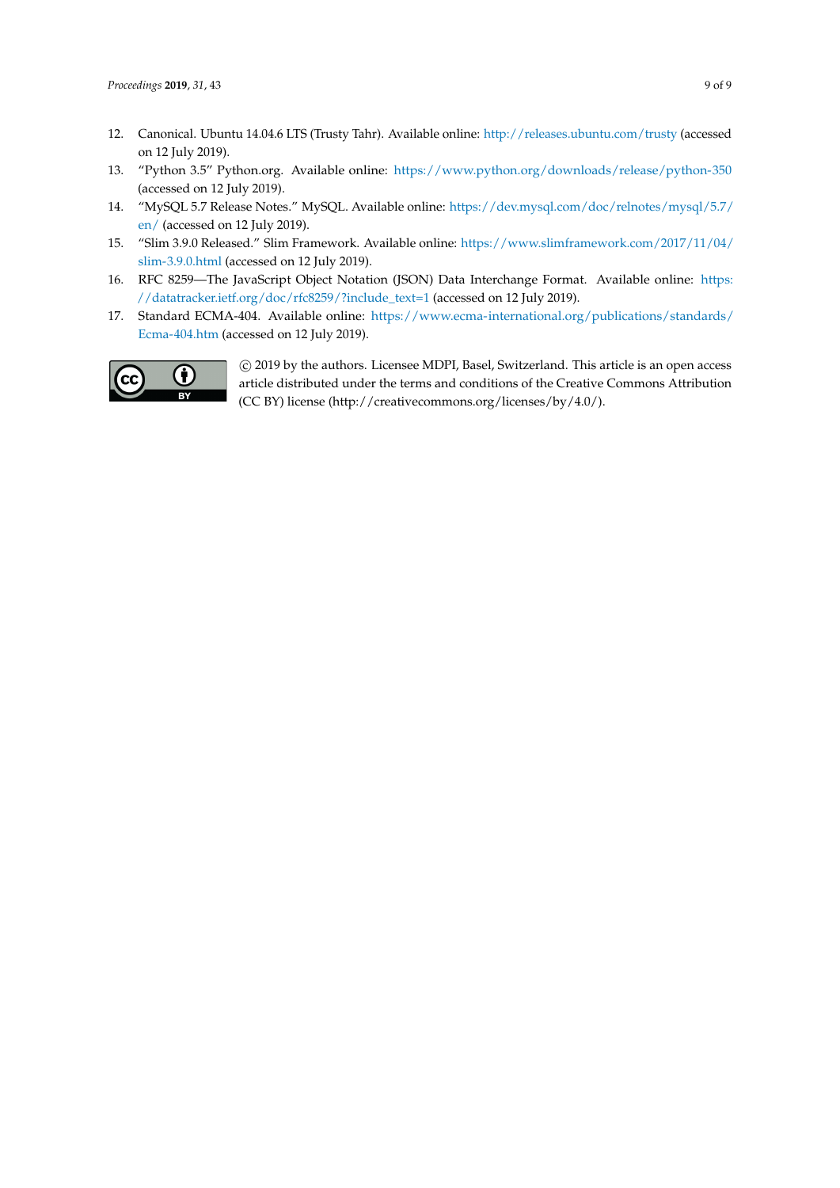12. Canonical. Ubuntu 14.04.6 LTS (Trusty Tahr). Available online: http://releases.ubuntu.com/trusty (accessed on 12 July 2019).
13. "Python 3.5" Python.org. Available online: https://www.python.org/downloads/release/python-350 (accessed on 12 July 2019).
14. "MySQL 5.7 Release Notes." MySQL. Available online: https://dev.mysql.com/doc/relnotes/mysql/5.7/en/ (accessed on 12 July 2019).
15. "Slim 3.9.0 Released." Slim Framework. Available online: https://www.slimframework.com/2017/11/04/slim-3.9.0.html (accessed on 12 July 2019).
16. RFC 8259—The JavaScript Object Notation (JSON) Data Interchange Format. Available online: https://datatracker.ietf.org/doc/rfc8259/?include_text=1 (accessed on 12 July 2019).
17. Standard ECMA-404. Available online: https://www.ecma-international.org/publications/standards/Ecma-404.htm (accessed on 12 July 2019).

© 2019 by the authors. Licensee MDPI, Basel, Switzerland. This article is an open access article distributed under the terms and conditions of the Creative Commons Attribution (CC BY) license (http://creativecommons.org/licenses/by/4.0/).